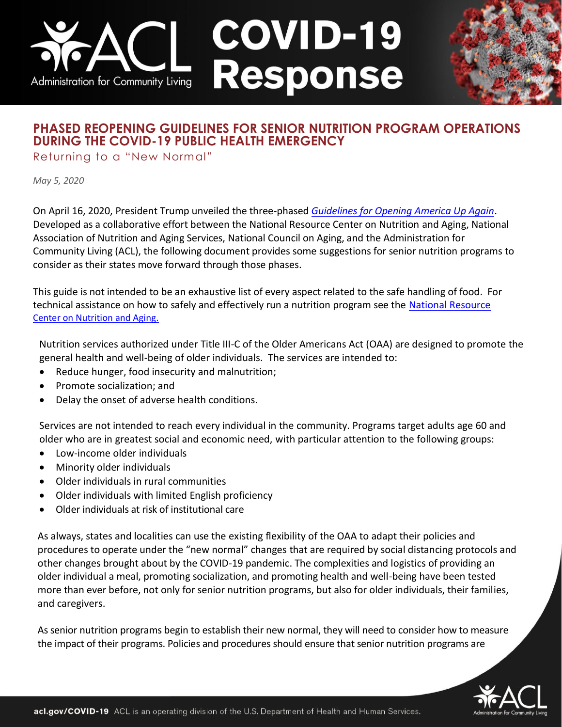# PHASED REOPENING GUIDELINES FOR SENIOR NUTRITION PROGRAM OPERATIONS DURING THE COVID-19 PUBLIC HEALTH EMERGENCY

## Returning to a "New Normal"

*May 5, 2020*

On April 16, 2020, President Trump unveiled the three-phased *Guidelines for Opening America Up Again*. Developed as a collaborative effort between the National Resource Center on Nutrition and Aging, National Association of Nutrition and Aging Services, National Council on Aging, and the Administration for Community Living (ACL), the following document provides some suggestions for senior nutrition programs to consider as their states move forward through those phases.

This guide is not intended to be an exhaustive list of every aspect related to the safe handling of food. For technical assistance on how to safely and effectively run a nutrition program see the National Resource Center on Nutrition and Aging.

Nutrition services authorized under Title III-C of the Older Americans Act (OAA) are designed to promote the general health and well-being of older individuals. The services are intended to:

- Reduce hunger, food insecurity and malnutrition;
- Promote socialization; and
- Delay the onset of adverse health conditions.

Services are not intended to reach every individual in the community. Programs target adults age 60 and older who are in greatest social and economic need, with particular attention to the following groups:

- Low-income older individuals
- Minority older individuals
- Older individuals in rural communities
- Older individuals with limited English proficiency
- Older individuals at risk of institutional care

As always, states and localities can use the existing flexibility of the OAA to adapt their policies and procedures to operate under the "new normal" changes that are required by social distancing protocols and other changes brought about by the COVID-19 pandemic. The complexities and logistics of providing an older individual a meal, promoting socialization, and promoting health and well-being have been tested more than ever before, not only for senior nutrition programs, but also for older individuals, their families, and caregivers.

As senior nutrition programs begin to establish their new normal, they will need to consider how to measure the impact of their programs. Policies and procedures should ensure that senior nutrition programs are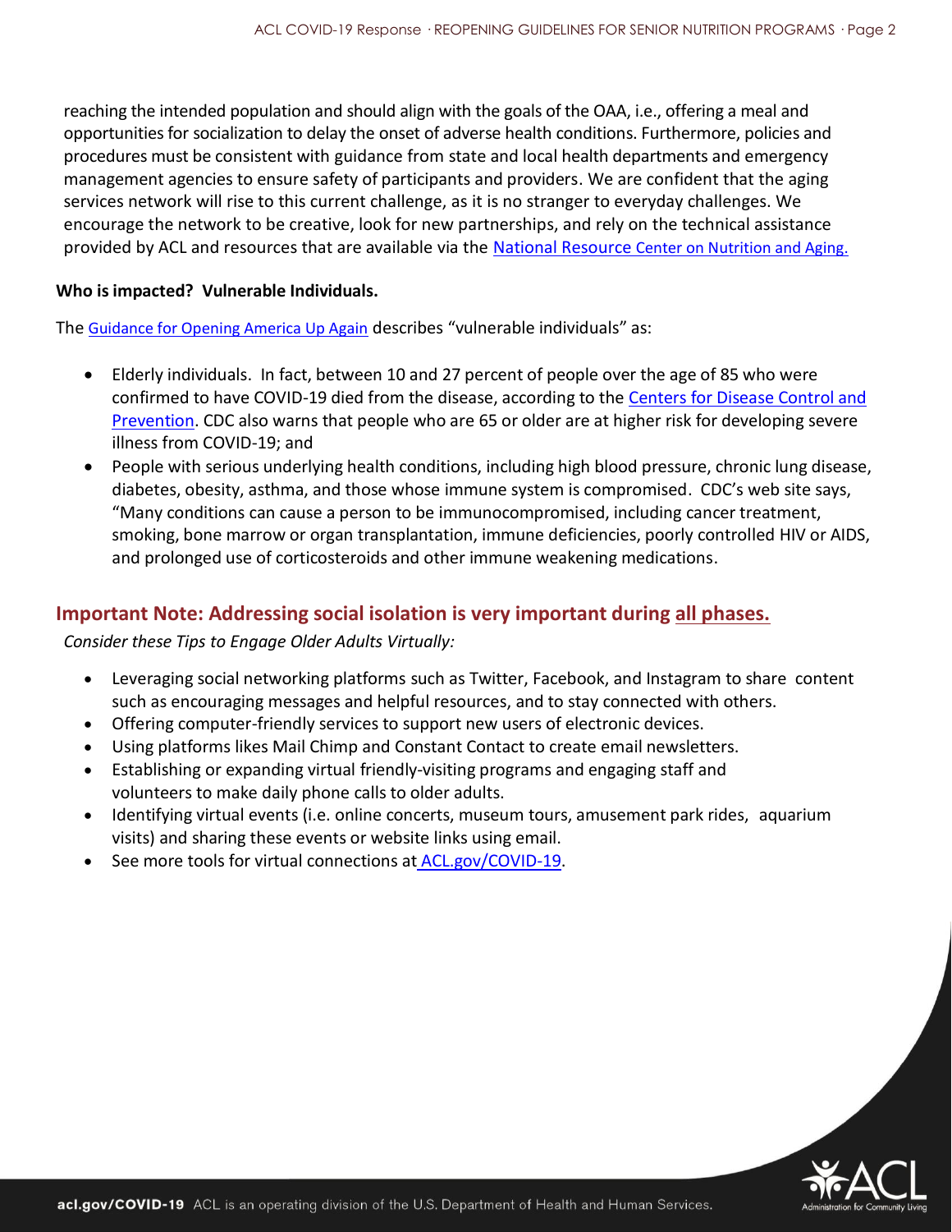reaching the intended population and should align with the goals of the OAA, i.e., offering a meal and opportunities for socialization to delay the onset of adverse health conditions. Furthermore, policies and procedures must be consistent with guidance from state and local health departments and emergency management agencies to ensure safety of participants and providers. We are confident that the aging services network will rise to this current challenge, as it is no stranger to everyday challenges. We encourage the network to be creative, look for new partnerships, and rely on the technical assistance provided by ACL and resources that are available via the National Resource Center on Nutrition and Aging.

**Who is impacted? Vulnerable Individuals.**

The Guidance for Opening America Up Again describes "vulnerable individuals" as:

- Elderly individuals. In fact, between 10 and 27 percent of people over the age of 85 who were confirmed to have COVID-19 died from the disease, according to the Centers for Disease Control and Prevention. CDC also warns that people who are 65 or older are at higher risk for developing severe illness from COVID-19; and
- People with serious underlying health conditions, including high blood pressure, chronic lung disease, diabetes, obesity, asthma, and those whose immune system is compromised. CDC's web site says, "Many conditions can cause a person to be immunocompromised, including cancer treatment, smoking, bone marrow or organ transplantation, immune deficiencies, poorly controlled HIV or AIDS, and prolonged use of corticosteroids and other immune weakening medications.

## Important Note: Addressing social isolation is very important during all phases.

*Consider these Tips to Engage Older Adults Virtually:*

- Leveraging social networking platforms such as Twitter, Facebook, and Instagram to share content such as encouraging messages and helpful resources, and to stay connected with others.
- Offering computer-friendly services to support new users of electronic devices.
- Using platforms likes Mail Chimp and Constant Contact to create email newsletters.
- Establishing or expanding virtual friendly-visiting programs and engaging staff and volunteers to make daily phone calls to older adults.
- Identifying virtual events (i.e. online concerts, museum tours, amusement park rides, aquarium visits) and sharing these events or website links using email.
- See more tools for virtual connections at ACL.gov/COVID-19.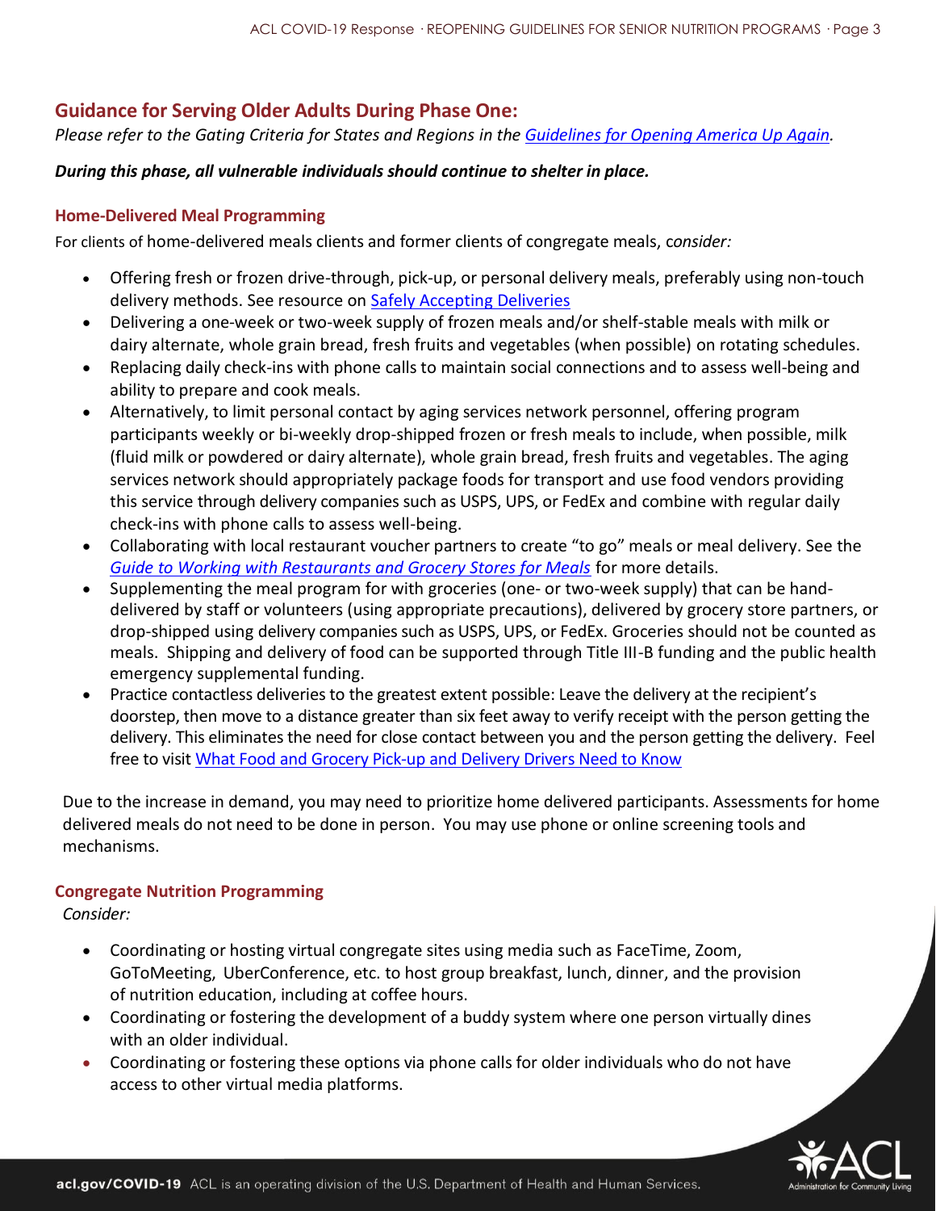## Guidance for Serving Older Adults During Phase One:

*Please refer to the Gating Criteria for States and Regions in the [Guidelines for Opening America Up Again](#).*

***During this phase, all vulnerable individuals should continue to shelter in place.***

### Home-Delivered Meal Programming

For clients of home-delivered meals clients and former clients of congregate meals, c*onsider:*

- Offering fresh or frozen drive-through, pick-up, or personal delivery meals, preferably using non-touch delivery methods. See resource on [Safely Accepting Deliveries](#)
- Delivering a one-week or two-week supply of frozen meals and/or shelf-stable meals with milk or dairy alternate, whole grain bread, fresh fruits and vegetables (when possible) on rotating schedules.
- Replacing daily check-ins with phone calls to maintain social connections and to assess well-being and ability to prepare and cook meals.
- Alternatively, to limit personal contact by aging services network personnel, offering program participants weekly or bi-weekly drop-shipped frozen or fresh meals to include, when possible, milk (fluid milk or powdered or dairy alternate), whole grain bread, fresh fruits and vegetables. The aging services network should appropriately package foods for transport and use food vendors providing this service through delivery companies such as USPS, UPS, or FedEx and combine with regular daily check-ins with phone calls to assess well-being.
- Collaborating with local restaurant voucher partners to create "to go" meals or meal delivery. See the *[Guide to Working with Restaurants and Grocery Stores for Meals](#)* for more details.
- Supplementing the meal program for with groceries (one- or two-week supply) that can be hand-delivered by staff or volunteers (using appropriate precautions), delivered by grocery store partners, or drop-shipped using delivery companies such as USPS, UPS, or FedEx. Groceries should not be counted as meals. Shipping and delivery of food can be supported through Title III-B funding and the public health emergency supplemental funding.
- Practice contactless deliveries to the greatest extent possible: Leave the delivery at the recipient's doorstep, then move to a distance greater than six feet away to verify receipt with the person getting the delivery. This eliminates the need for close contact between you and the person getting the delivery. Feel free to visit [What Food and Grocery Pick-up and Delivery Drivers Need to Know](#)

Due to the increase in demand, you may need to prioritize home delivered participants. Assessments for home delivered meals do not need to be done in person. You may use phone or online screening tools and mechanisms.

### Congregate Nutrition Programming

*Consider:*

- Coordinating or hosting virtual congregate sites using media such as FaceTime, Zoom, GoToMeeting, UberConference, etc. to host group breakfast, lunch, dinner, and the provision of nutrition education, including at coffee hours.
- Coordinating or fostering the development of a buddy system where one person virtually dines with an older individual.
- Coordinating or fostering these options via phone calls for older individuals who do not have access to other virtual media platforms.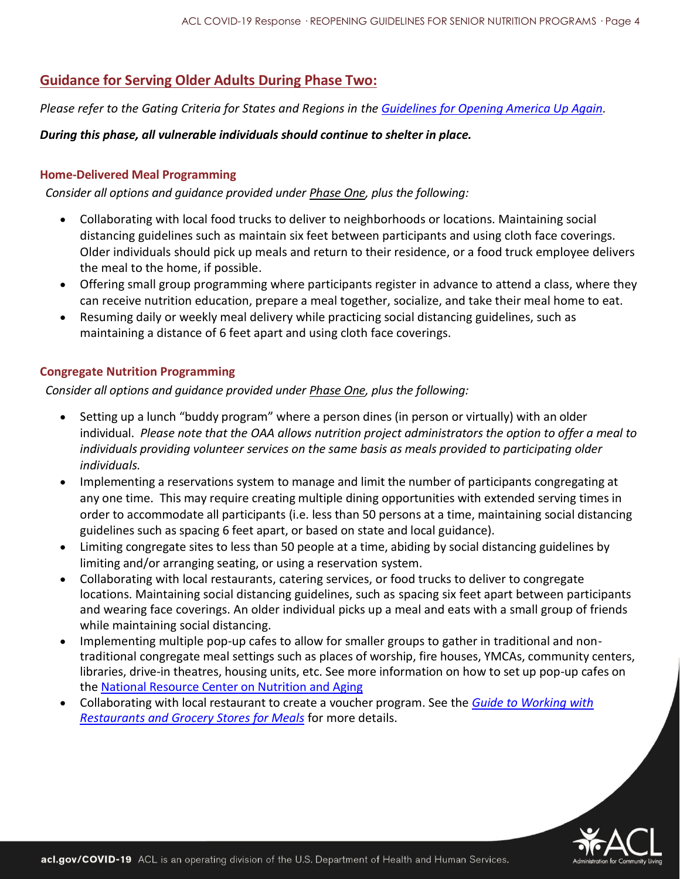## Guidance for Serving Older Adults During Phase Two:

*Please refer to the Gating Criteria for States and Regions in the [Guidelines for Opening America Up Again](https://www.whitehouse.gov/openingamerica/).*

***During this phase, all vulnerable individuals should continue to shelter in place.***

### Home-Delivered Meal Programming

*Consider all options and guidance provided under Phase One, plus the following:*

- Collaborating with local food trucks to deliver to neighborhoods or locations. Maintaining social distancing guidelines such as maintain six feet between participants and using cloth face coverings. Older individuals should pick up meals and return to their residence, or a food truck employee delivers the meal to the home, if possible.
- Offering small group programming where participants register in advance to attend a class, where they can receive nutrition education, prepare a meal together, socialize, and take their meal home to eat.
- Resuming daily or weekly meal delivery while practicing social distancing guidelines, such as maintaining a distance of 6 feet apart and using cloth face coverings.

### Congregate Nutrition Programming

*Consider all options and guidance provided under Phase One, plus the following:*

- Setting up a lunch "buddy program" where a person dines (in person or virtually) with an older individual. *Please note that the OAA allows nutrition project administrators the option to offer a meal to individuals providing volunteer services on the same basis as meals provided to participating older individuals.*
- Implementing a reservations system to manage and limit the number of participants congregating at any one time. This may require creating multiple dining opportunities with extended serving times in order to accommodate all participants (i.e. less than 50 persons at a time, maintaining social distancing guidelines such as spacing 6 feet apart, or based on state and local guidance).
- Limiting congregate sites to less than 50 people at a time, abiding by social distancing guidelines by limiting and/or arranging seating, or using a reservation system.
- Collaborating with local restaurants, catering services, or food trucks to deliver to congregate locations. Maintaining social distancing guidelines, such as spacing six feet apart between participants and wearing face coverings. An older individual picks up a meal and eats with a small group of friends while maintaining social distancing.
- Implementing multiple pop-up cafes to allow for smaller groups to gather in traditional and non-traditional congregate meal settings such as places of worship, fire houses, YMCAs, community centers, libraries, drive-in theatres, housing units, etc. See more information on how to set up pop-up cafes on the National Resource Center on Nutrition and Aging
- Collaborating with local restaurant to create a voucher program. See the *Guide to Working with Restaurants and Grocery Stores for Meals* for more details.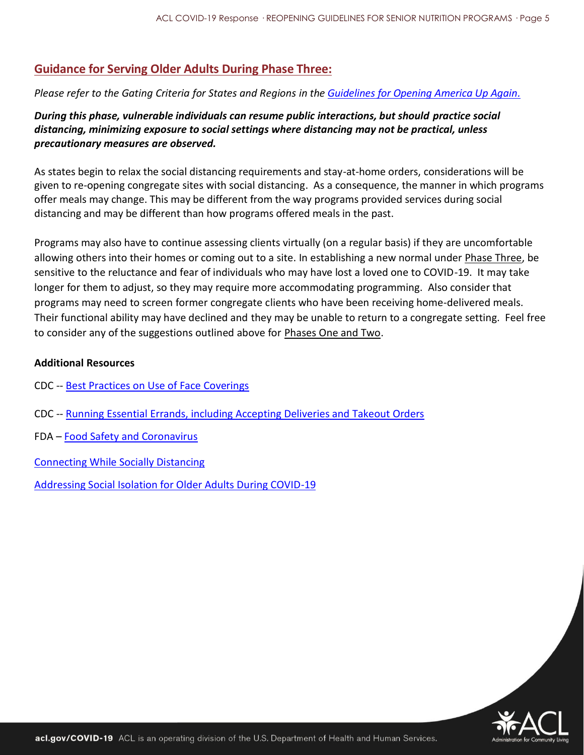## Guidance for Serving Older Adults During Phase Three:

*Please refer to the Gating Criteria for States and Regions in the Guidelines for Opening America Up Again.*

***During this phase, vulnerable individuals can resume public interactions, but should practice social distancing, minimizing exposure to social settings where distancing may not be practical, unless precautionary measures are observed.***

As states begin to relax the social distancing requirements and stay-at-home orders, considerations will be given to re-opening congregate sites with social distancing. As a consequence, the manner in which programs offer meals may change. This may be different from the way programs provided services during social distancing and may be different than how programs offered meals in the past.

Programs may also have to continue assessing clients virtually (on a regular basis) if they are uncomfortable allowing others into their homes or coming out to a site. In establishing a new normal under Phase Three, be sensitive to the reluctance and fear of individuals who may have lost a loved one to COVID-19. It may take longer for them to adjust, so they may require more accommodating programming. Also consider that programs may need to screen former congregate clients who have been receiving home-delivered meals. Their functional ability may have declined and they may be unable to return to a congregate setting. Feel free to consider any of the suggestions outlined above for Phases One and Two.

**Additional Resources**

CDC -- Best Practices on Use of Face Coverings

CDC -- Running Essential Errands, including Accepting Deliveries and Takeout Orders

FDA – Food Safety and Coronavirus

Connecting While Socially Distancing

Addressing Social Isolation for Older Adults During COVID-19